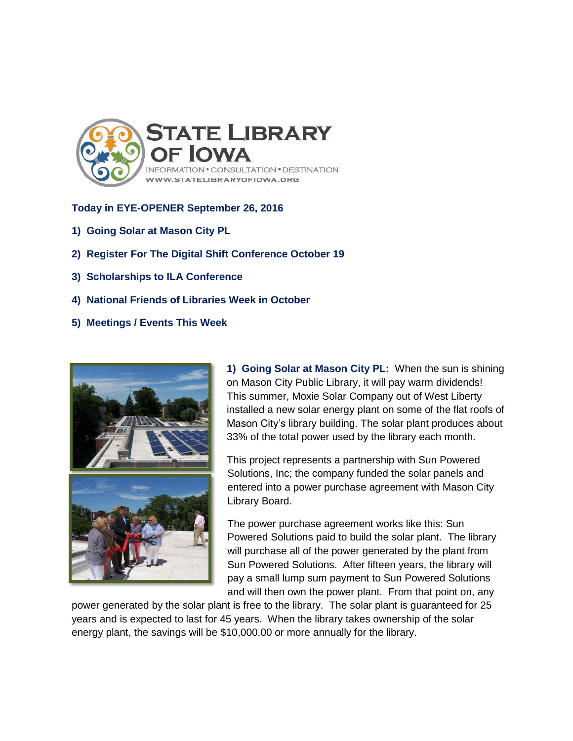# State Library of Iowa

INFORMATION • CONSULTATION • DESTINATION

WWW.STATELIBRARYOFIOWA.ORG

**Today in EYE-OPENER September 26, 2016**

1) **Going Solar at Mason City PL**
2) **Register For The Digital Shift Conference October 19**
3) **Scholarships to ILA Conference**
4) **National Friends of Libraries Week in October**
5) **Meetings / Events This Week**

**1) Going Solar at Mason City PL:** When the sun is shining on Mason City Public Library, it will pay warm dividends! This summer, Moxie Solar Company out of West Liberty installed a new solar energy plant on some of the flat roofs of Mason City's library building. The solar plant produces about 33% of the total power used by the library each month.

This project represents a partnership with Sun Powered Solutions, Inc; the company funded the solar panels and entered into a power purchase agreement with Mason City Library Board.

The power purchase agreement works like this: Sun Powered Solutions paid to build the solar plant. The library will purchase all of the power generated by the plant from Sun Powered Solutions. After fifteen years, the library will pay a small lump sum payment to Sun Powered Solutions and will then own the power plant. From that point on, any power generated by the solar plant is free to the library. The solar plant is guaranteed for 25 years and is expected to last for 45 years. When the library takes ownership of the solar energy plant, the savings will be $10,000.00 or more annually for the library.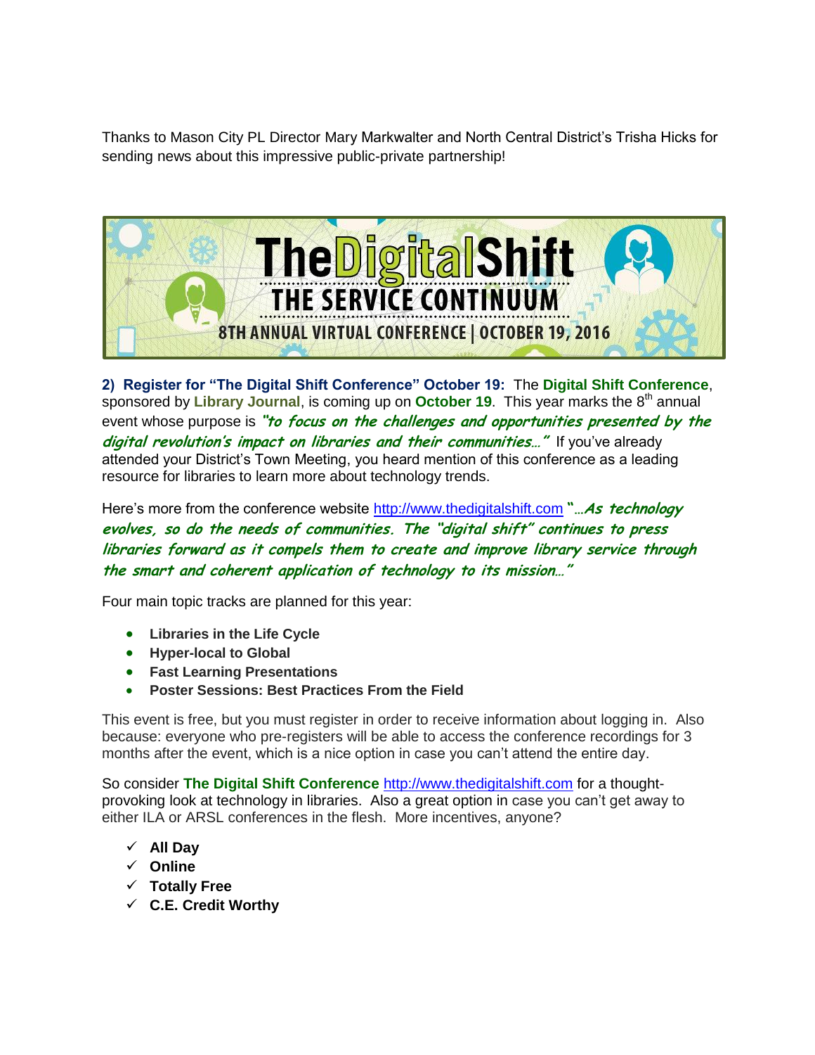Thanks to Mason City PL Director Mary Markwalter and North Central District's Trisha Hicks for sending news about this impressive public-private partnership!

TheDigitalShift
THE SERVICE CONTINUUM
8TH ANNUAL VIRTUAL CONFERENCE | OCTOBER 19, 2016

**2) Register for "The Digital Shift Conference" October 19:** The **Digital Shift Conference**, sponsored by **Library Journal**, is coming up on **October 19**. This year marks the 8th annual event whose purpose is ***"to focus on the challenges and opportunities presented by the digital revolution's impact on libraries and their communities…"*** If you've already attended your District's Town Meeting, you heard mention of this conference as a leading resource for libraries to learn more about technology trends.

Here's more from the conference website http://www.thedigitalshift.com ***"…As technology evolves, so do the needs of communities. The "digital shift" continues to press libraries forward as it compels them to create and improve library service through the smart and coherent application of technology to its mission…"***

Four main topic tracks are planned for this year:

- **Libraries in the Life Cycle**
- **Hyper-local to Global**
- **Fast Learning Presentations**
- **Poster Sessions: Best Practices From the Field**

This event is free, but you must register in order to receive information about logging in. Also because: everyone who pre-registers will be able to access the conference recordings for 3 months after the event, which is a nice option in case you can't attend the entire day.

So consider **The Digital Shift Conference** http://www.thedigitalshift.com for a thought-provoking look at technology in libraries. Also a great option in case you can't get away to either ILA or ARSL conferences in the flesh. More incentives, anyone?

- ✓ **All Day**
- ✓ **Online**
- ✓ **Totally Free**
- ✓ **C.E. Credit Worthy**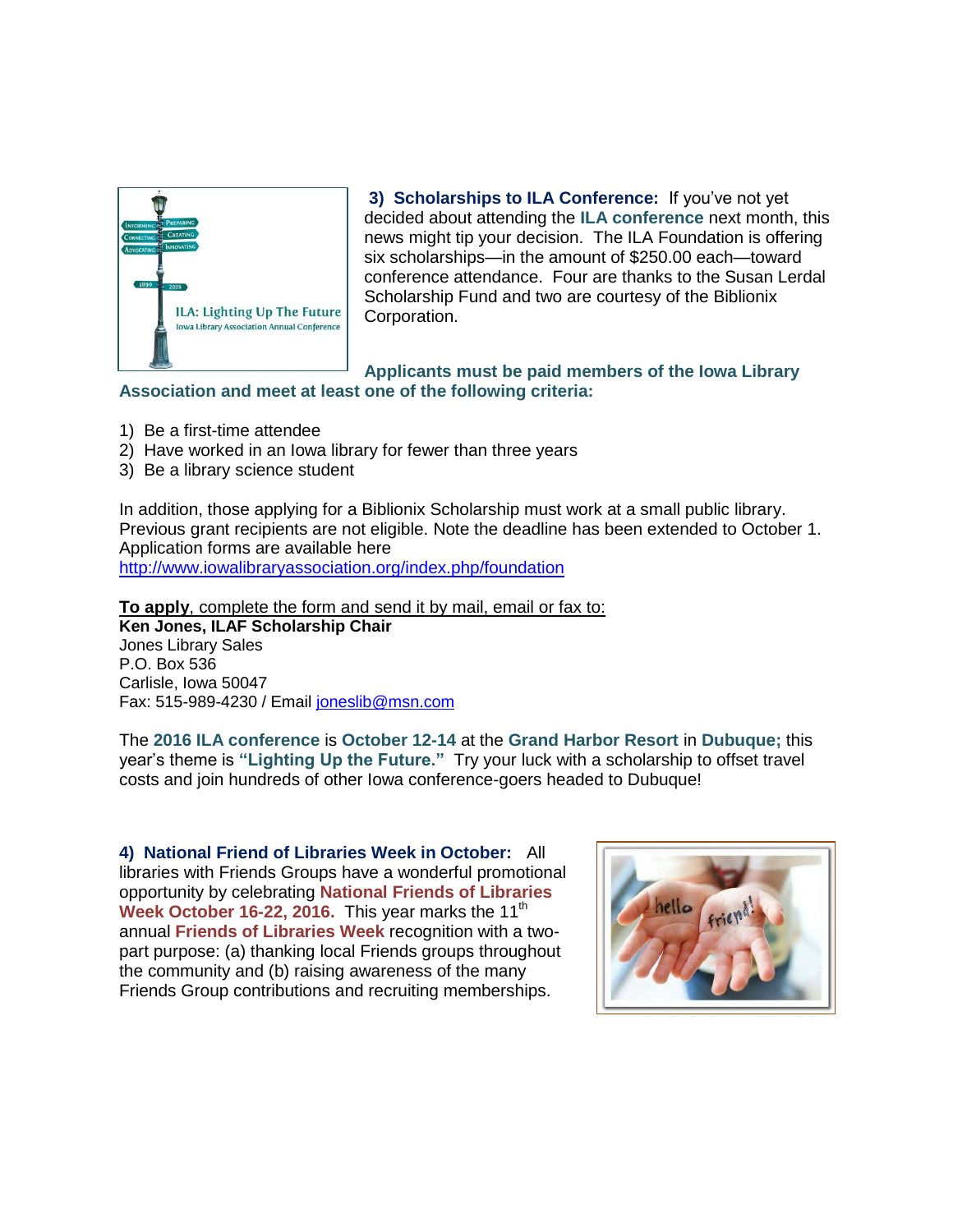**3) Scholarships to ILA Conference:** If you've not yet decided about attending the **ILA conference** next month, this news might tip your decision. The ILA Foundation is offering six scholarships—in the amount of $250.00 each—toward conference attendance. Four are thanks to the Susan Lerdal Scholarship Fund and two are courtesy of the Biblionix Corporation.

**Applicants must be paid members of the Iowa Library Association and meet at least one of the following criteria:**

1) Be a first-time attendee
2) Have worked in an Iowa library for fewer than three years
3) Be a library science student

In addition, those applying for a Biblionix Scholarship must work at a small public library. Previous grant recipients are not eligible. Note the deadline has been extended to October 1. Application forms are available here
http://www.iowalibraryassociation.org/index.php/foundation

**To apply**, complete the form and send it by mail, email or fax to:
**Ken Jones, ILAF Scholarship Chair**
Jones Library Sales
P.O. Box 536
Carlisle, Iowa 50047
Fax: 515-989-4230 / Email joneslib@msn.com

The **2016 ILA conference** is **October 12-14** at the **Grand Harbor Resort** in **Dubuque;** this year's theme is **"Lighting Up the Future."** Try your luck with a scholarship to offset travel costs and join hundreds of other Iowa conference-goers headed to Dubuque!

**4) National Friend of Libraries Week in October:** All libraries with Friends Groups have a wonderful promotional opportunity by celebrating **National Friends of Libraries Week October 16-22, 2016.** This year marks the 11th annual **Friends of Libraries Week** recognition with a two-part purpose: (a) thanking local Friends groups throughout the community and (b) raising awareness of the many Friends Group contributions and recruiting memberships.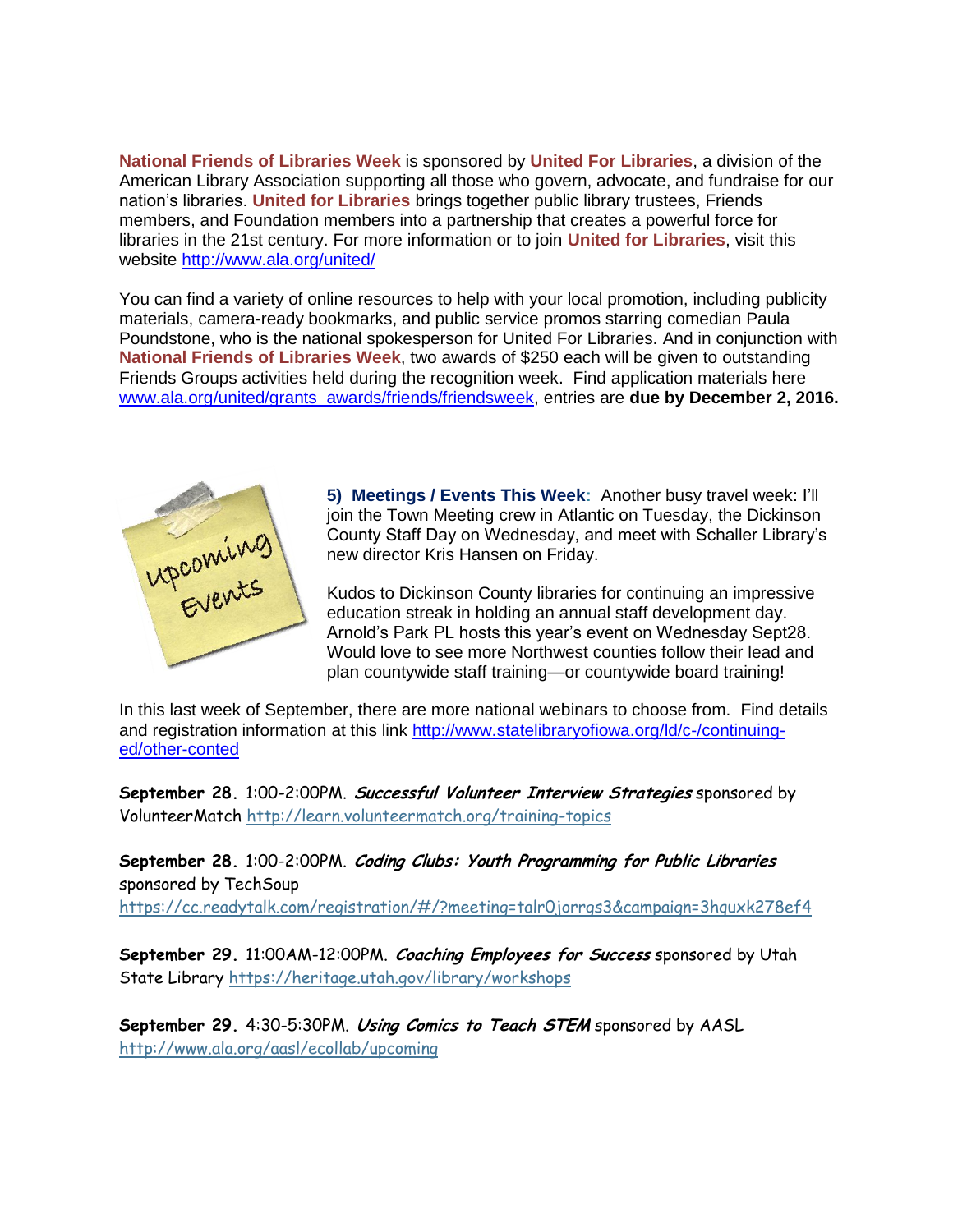**National Friends of Libraries Week** is sponsored by **United For Libraries**, a division of the American Library Association supporting all those who govern, advocate, and fundraise for our nation's libraries. **United for Libraries** brings together public library trustees, Friends members, and Foundation members into a partnership that creates a powerful force for libraries in the 21st century. For more information or to join **United for Libraries**, visit this website http://www.ala.org/united/

You can find a variety of online resources to help with your local promotion, including publicity materials, camera-ready bookmarks, and public service promos starring comedian Paula Poundstone, who is the national spokesperson for United For Libraries. And in conjunction with **National Friends of Libraries Week**, two awards of $250 each will be given to outstanding Friends Groups activities held during the recognition week. Find application materials here www.ala.org/united/grants_awards/friends/friendsweek, entries are **due by December 2, 2016.**

**5) Meetings / Events This Week:** Another busy travel week: I'll join the Town Meeting crew in Atlantic on Tuesday, the Dickinson County Staff Day on Wednesday, and meet with Schaller Library's new director Kris Hansen on Friday.

Kudos to Dickinson County libraries for continuing an impressive education streak in holding an annual staff development day. Arnold's Park PL hosts this year's event on Wednesday Sept28. Would love to see more Northwest counties follow their lead and plan countywide staff training—or countywide board training!

In this last week of September, there are more national webinars to choose from. Find details and registration information at this link http://www.statelibraryofiowa.org/ld/c-/continuing-ed/other-conted

**September 28.** 1:00-2:00PM. ***Successful Volunteer Interview Strategies*** sponsored by VolunteerMatch http://learn.volunteermatch.org/training-topics

**September 28.** 1:00-2:00PM. ***Coding Clubs: Youth Programming for Public Libraries*** sponsored by TechSoup https://cc.readytalk.com/registration/#/?meeting=talr0jorrgs3&campaign=3hquxk278ef4

**September 29.** 11:00AM-12:00PM. ***Coaching Employees for Success*** sponsored by Utah State Library https://heritage.utah.gov/library/workshops

**September 29.** 4:30-5:30PM. ***Using Comics to Teach STEM*** sponsored by AASL http://www.ala.org/aasl/ecollab/upcoming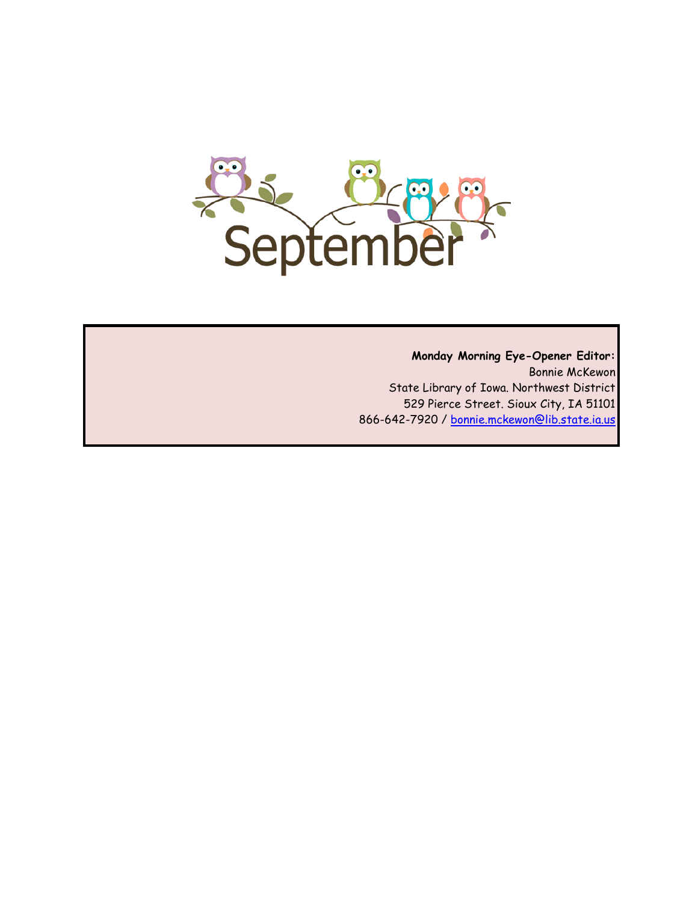September

**Monday Morning Eye-Opener Editor:**
Bonnie McKewon
State Library of Iowa. Northwest District
529 Pierce Street. Sioux City, IA 51101
866-642-7920 / bonnie.mckewon@lib.state.ia.us